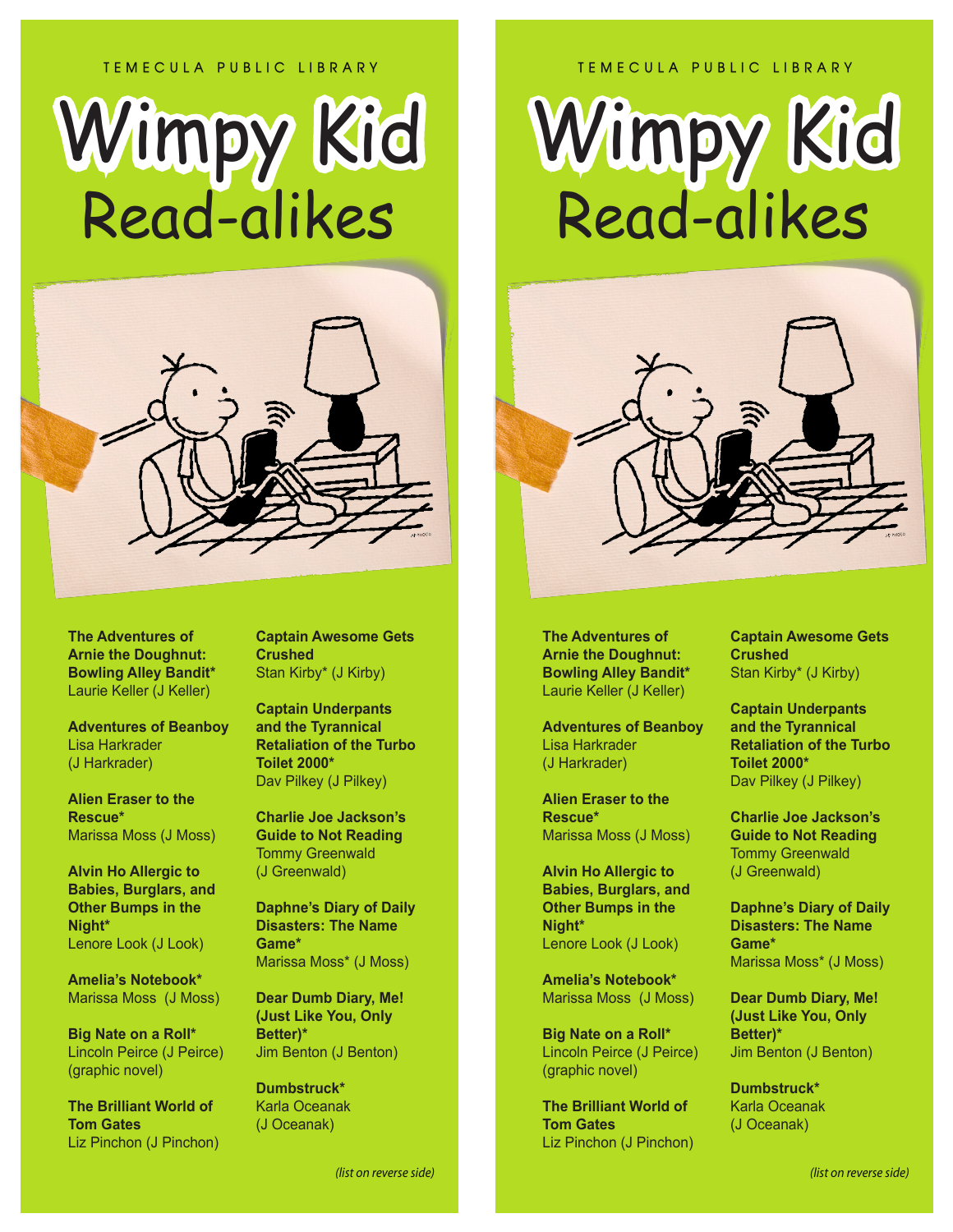TEMECULA PUBLIC LIBRARY

# Wimpy Kid Read-alikes

**The Adventures of Arnie the Doughnut: Bowling Alley Bandit***
Laurie Keller (J Keller)

**Adventures of Beanboy**
Lisa Harkrader (J Harkrader)

**Alien Eraser to the Rescue***
Marissa Moss (J Moss)

**Alvin Ho Allergic to Babies, Burglars, and Other Bumps in the Night***
Lenore Look (J Look)

**Amelia's Notebook***
Marissa Moss (J Moss)

**Big Nate on a Roll***
Lincoln Peirce (J Peirce) (graphic novel)

**The Brilliant World of Tom Gates**
Liz Pinchon (J Pinchon)

**Captain Awesome Gets Crushed**
Stan Kirby* (J Kirby)

**Captain Underpants and the Tyrannical Retaliation of the Turbo Toilet 2000***
Dav Pilkey (J Pilkey)

**Charlie Joe Jackson's Guide to Not Reading**
Tommy Greenwald (J Greenwald)

**Daphne's Diary of Daily Disasters: The Name Game***
Marissa Moss* (J Moss)

**Dear Dumb Diary, Me! (Just Like You, Only Better)***
Jim Benton (J Benton)

**Dumbstruck***
Karla Oceanak (J Oceanak)

*(list on reverse side)*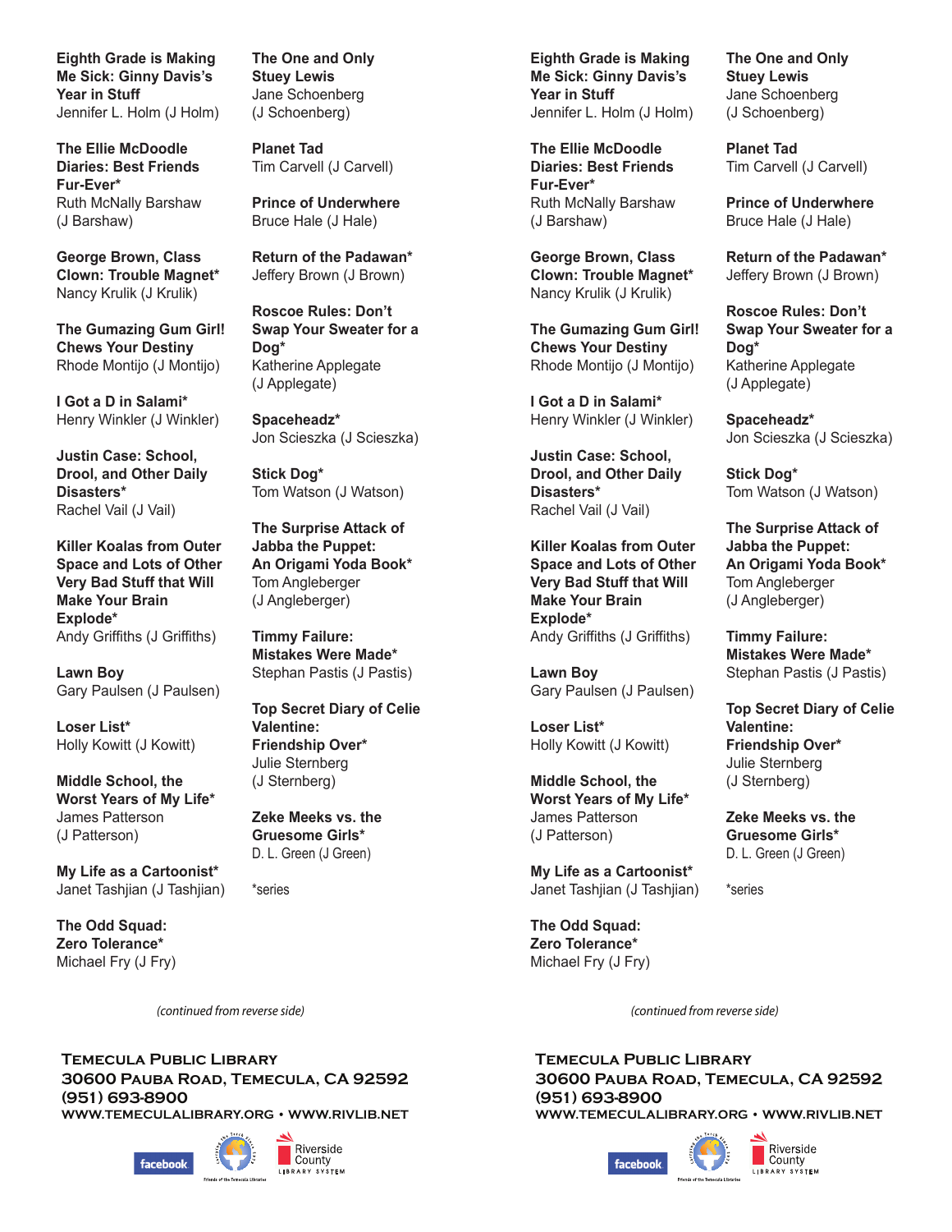**Eighth Grade is Making Me Sick: Ginny Davis's Year in Stuff**
Jennifer L. Holm (J Holm)

**The Ellie McDoodle Diaries: Best Friends Fur-Ever***
Ruth McNally Barshaw (J Barshaw)

**George Brown, Class Clown: Trouble Magnet***
Nancy Krulik (J Krulik)

**The Gumazing Gum Girl! Chews Your Destiny**
Rhode Montijo (J Montijo)

**I Got a D in Salami***
Henry Winkler (J Winkler)

**Justin Case: School, Drool, and Other Daily Disasters***
Rachel Vail (J Vail)

**Killer Koalas from Outer Space and Lots of Other Very Bad Stuff that Will Make Your Brain Explode***
Andy Griffiths (J Griffiths)

**Lawn Boy**
Gary Paulsen (J Paulsen)

**Loser List***
Holly Kowitt (J Kowitt)

**Middle School, the Worst Years of My Life***
James Patterson (J Patterson)

**My Life as a Cartoonist***
Janet Tashjian (J Tashjian)

**The Odd Squad: Zero Tolerance***
Michael Fry (J Fry)

**The One and Only Stuey Lewis**
Jane Schoenberg (J Schoenberg)

**Planet Tad**
Tim Carvell (J Carvell)

**Prince of Underwhere**
Bruce Hale (J Hale)

**Return of the Padawan***
Jeffery Brown (J Brown)

**Roscoe Rules: Don't Swap Your Sweater for a Dog***
Katherine Applegate (J Applegate)

**Spaceheadz***
Jon Scieszka (J Scieszka)

**Stick Dog***
Tom Watson (J Watson)

**The Surprise Attack of Jabba the Puppet: An Origami Yoda Book***
Tom Angleberger (J Angleberger)

**Timmy Failure: Mistakes Were Made***
Stephan Pastis (J Pastis)

**Top Secret Diary of Celie Valentine: Friendship Over***
Julie Sternberg (J Sternberg)

**Zeke Meeks vs. the Gruesome Girls***
D. L. Green (J Green)

*series

*(continued from reverse side)*

**Temecula Public Library**
**30600 Pauba Road, Temecula, CA 92592**
**(951) 693-8900**
**www.temeculalibrary.org • www.rivlib.net**

facebook

Friends of the Temecula Libraries

Riverside County Library System

---

**Eighth Grade is Making Me Sick: Ginny Davis's Year in Stuff**
Jennifer L. Holm (J Holm)

**The Ellie McDoodle Diaries: Best Friends Fur-Ever***
Ruth McNally Barshaw (J Barshaw)

**George Brown, Class Clown: Trouble Magnet***
Nancy Krulik (J Krulik)

**The Gumazing Gum Girl! Chews Your Destiny**
Rhode Montijo (J Montijo)

**I Got a D in Salami***
Henry Winkler (J Winkler)

**Justin Case: School, Drool, and Other Daily Disasters***
Rachel Vail (J Vail)

**Killer Koalas from Outer Space and Lots of Other Very Bad Stuff that Will Make Your Brain Explode***
Andy Griffiths (J Griffiths)

**Lawn Boy**
Gary Paulsen (J Paulsen)

**Loser List***
Holly Kowitt (J Kowitt)

**Middle School, the Worst Years of My Life***
James Patterson (J Patterson)

**My Life as a Cartoonist***
Janet Tashjian (J Tashjian)

**The Odd Squad: Zero Tolerance***
Michael Fry (J Fry)

**The One and Only Stuey Lewis**
Jane Schoenberg (J Schoenberg)

**Planet Tad**
Tim Carvell (J Carvell)

**Prince of Underwhere**
Bruce Hale (J Hale)

**Return of the Padawan***
Jeffery Brown (J Brown)

**Roscoe Rules: Don't Swap Your Sweater for a Dog***
Katherine Applegate (J Applegate)

**Spaceheadz***
Jon Scieszka (J Scieszka)

**Stick Dog***
Tom Watson (J Watson)

**The Surprise Attack of Jabba the Puppet: An Origami Yoda Book***
Tom Angleberger (J Angleberger)

**Timmy Failure: Mistakes Were Made***
Stephan Pastis (J Pastis)

**Top Secret Diary of Celie Valentine: Friendship Over***
Julie Sternberg (J Sternberg)

**Zeke Meeks vs. the Gruesome Girls***
D. L. Green (J Green)

*series

*(continued from reverse side)*

**Temecula Public Library**
**30600 Pauba Road, Temecula, CA 92592**
**(951) 693-8900**
**www.temeculalibrary.org • www.rivlib.net**

facebook

Friends of the Temecula Libraries

Riverside County Library System